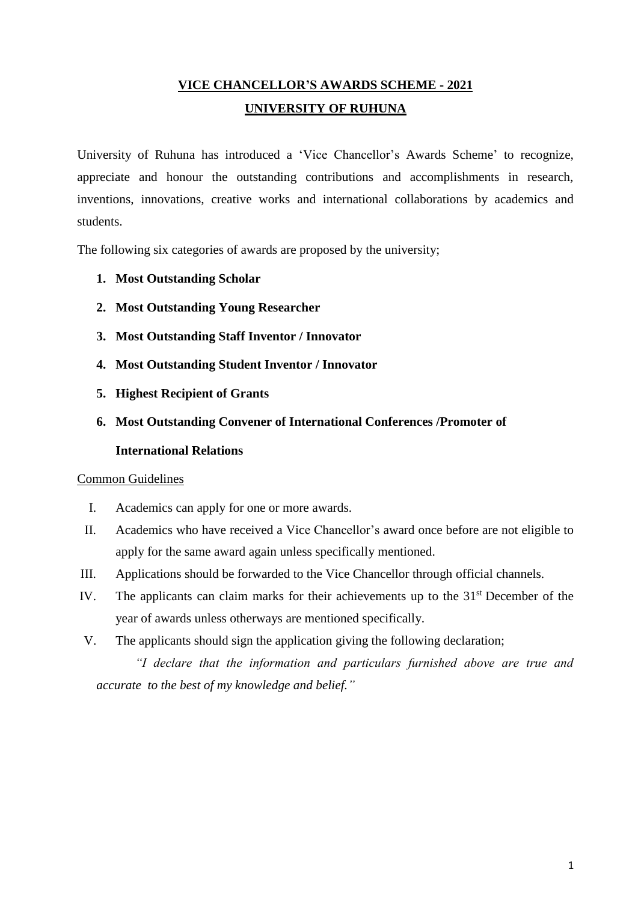# VICE CHANCELLOR'S AWARDS SCHEME - 2021

## UNIVERSITY OF RUHUNA

University of Ruhuna has introduced a 'Vice Chancellor's Awards Scheme' to recognize, appreciate and honour the outstanding contributions and accomplishments in research, inventions, innovations, creative works and international collaborations by academics and students.

The following six categories of awards are proposed by the university;

1. **Most Outstanding Scholar**
2. **Most Outstanding Young Researcher**
3. **Most Outstanding Staff Inventor / Innovator**
4. **Most Outstanding Student Inventor / Innovator**
5. **Highest Recipient of Grants**
6. **Most Outstanding Convener of International Conferences /Promoter of International Relations**

Common Guidelines

I. Academics can apply for one or more awards.

II. Academics who have received a Vice Chancellor's award once before are not eligible to apply for the same award again unless specifically mentioned.

III. Applications should be forwarded to the Vice Chancellor through official channels.

IV. The applicants can claim marks for their achievements up to the 31st December of the year of awards unless otherways are mentioned specifically.

V. The applicants should sign the application giving the following declaration;

*"I declare that the information and particulars furnished above are true and accurate to the best of my knowledge and belief."*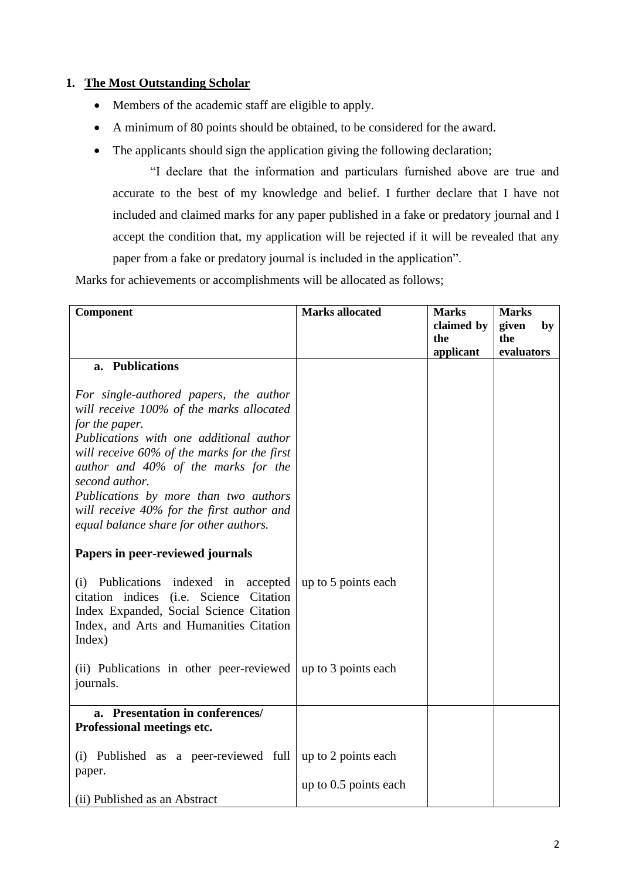## 1. The Most Outstanding Scholar

- Members of the academic staff are eligible to apply.
- A minimum of 80 points should be obtained, to be considered for the award.
- The applicants should sign the application giving the following declaration;

  "I declare that the information and particulars furnished above are true and accurate to the best of my knowledge and belief. I further declare that I have not included and claimed marks for any paper published in a fake or predatory journal and I accept the condition that, my application will be rejected if it will be revealed that any paper from a fake or predatory journal is included in the application".

Marks for achievements or accomplishments will be allocated as follows;

| Component | Marks allocated | Marks claimed by the applicant | Marks given by the evaluators |
|---|---|---|---|
| **a. Publications**<br><br>*For single-authored papers, the author will receive 100% of the marks allocated for the paper.*<br>*Publications with one additional author will receive 60% of the marks for the first author and 40% of the marks for the second author.*<br>*Publications by more than two authors will receive 40% for the first author and equal balance share for other authors.* | | | |
| **Papers in peer-reviewed journals** | | | |
| (i) Publications indexed in accepted citation indices (i.e. Science Citation Index Expanded, Social Science Citation Index, and Arts and Humanities Citation Index) | up to 5 points each | | |
| (ii) Publications in other peer-reviewed journals. | up to 3 points each | | |
| **a. Presentation in conferences/ Professional meetings etc.** | | | |
| (i) Published as a peer-reviewed full paper. | up to 2 points each | | |
| (ii) Published as an Abstract | up to 0.5 points each | | |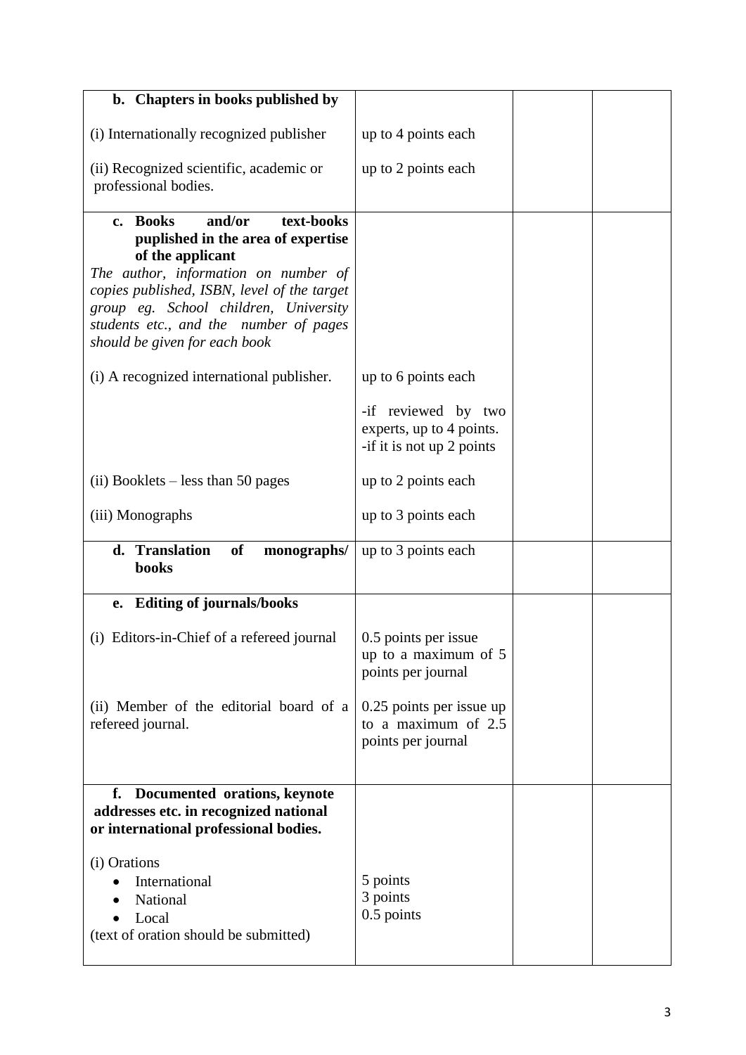| | | | |
|---|---|---|---|
| **b. Chapters in books published by**<br><br>(i) Internationally recognized publisher<br><br>(ii) Recognized scientific, academic or professional bodies. | <br><br>up to 4 points each<br><br>up to 2 points each | | |
| **c. Books and/or text-books puplished in the area of expertise of the applicant**<br>*The author, information on number of copies published, ISBN, level of the target group eg. School children, University students etc., and the number of pages should be given for each book*<br><br>(i) A recognized international publisher.<br><br><br><br><br>(ii) Booklets – less than 50 pages<br><br>(iii) Monographs | <br><br><br><br><br><br><br><br>up to 6 points each<br><br>-if reviewed by two experts, up to 4 points.<br>-if it is not up 2 points<br><br>up to 2 points each<br><br>up to 3 points each | | |
| **d. Translation of monographs/ books** | up to 3 points each | | |
| **e. Editing of journals/books**<br><br>(i) Editors-in-Chief of a refereed journal<br><br><br>(ii) Member of the editorial board of a refereed journal. | <br><br>0.5 points per issue up to a maximum of 5 points per journal<br><br>0.25 points per issue up to a maximum of 2.5 points per journal | | |
| **f. Documented orations, keynote addresses etc. in recognized national or international professional bodies.**<br><br>(i) Orations<br>• International<br>• National<br>• Local<br>(text of oration should be submitted) | <br><br><br><br><br>5 points<br>3 points<br>0.5 points | | |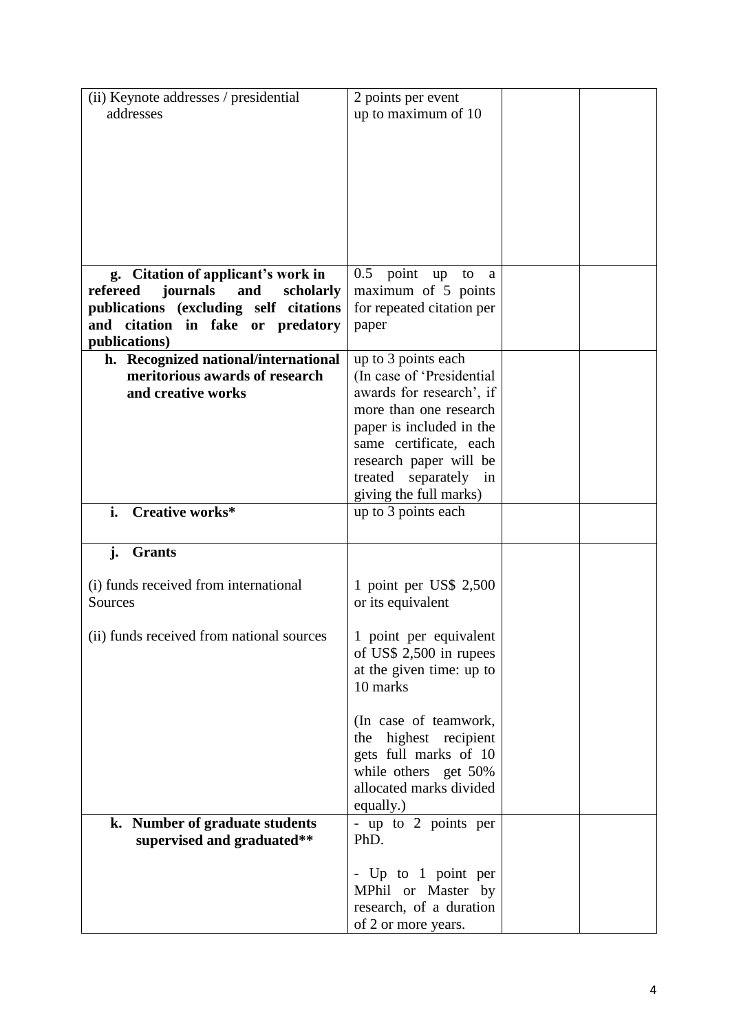| | | | |
|---|---|---|---|
| (ii) Keynote addresses / presidential addresses | 2 points per event up to maximum of 10 | | |
| **g. Citation of applicant's work in refereed journals and scholarly publications (excluding self citations and citation in fake or predatory publications)** | 0.5 point up to a maximum of 5 points for repeated citation per paper | | |
| **h. Recognized national/international meritorious awards of research and creative works** | up to 3 points each (In case of 'Presidential awards for research', if more than one research paper is included in the same certificate, each research paper will be treated separately in giving the full marks) | | |
| **i. Creative works*** | up to 3 points each | | |
| **j. Grants**<br><br>(i) funds received from international Sources<br><br>(ii) funds received from national sources | <br><br>1 point per US$ 2,500 or its equivalent<br><br>1 point per equivalent of US$ 2,500 in rupees at the given time: up to 10 marks<br><br>(In case of teamwork, the highest recipient gets full marks of 10 while others get 50% allocated marks divided equally.) | | |
| **k. Number of graduate students supervised and graduated**** | - up to 2 points per PhD.<br><br>- Up to 1 point per MPhil or Master by research, of a duration of 2 or more years. | | |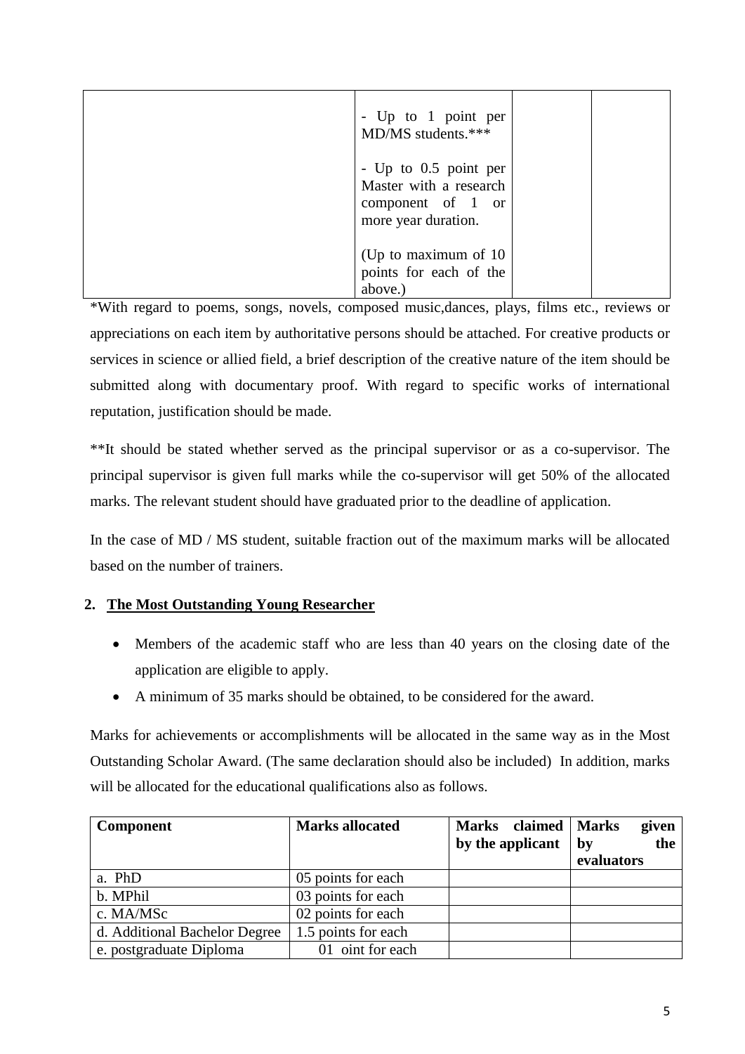| | | | |
|---|---|---|---|
| | - Up to 1 point per MD/MS students.***<br><br>- Up to 0.5 point per Master with a research component of 1 or more year duration.<br><br>(Up to maximum of 10 points for each of the above.) | | |

*With regard to poems, songs, novels, composed music,dances, plays, films etc., reviews or appreciations on each item by authoritative persons should be attached. For creative products or services in science or allied field, a brief description of the creative nature of the item should be submitted along with documentary proof. With regard to specific works of international reputation, justification should be made.

**It should be stated whether served as the principal supervisor or as a co-supervisor. The principal supervisor is given full marks while the co-supervisor will get 50% of the allocated marks. The relevant student should have graduated prior to the deadline of application.

In the case of MD / MS student, suitable fraction out of the maximum marks will be allocated based on the number of trainers.

## 2. The Most Outstanding Young Researcher

- Members of the academic staff who are less than 40 years on the closing date of the application are eligible to apply.
- A minimum of 35 marks should be obtained, to be considered for the award.

Marks for achievements or accomplishments will be allocated in the same way as in the Most Outstanding Scholar Award. (The same declaration should also be included) In addition, marks will be allocated for the educational qualifications also as follows.

| Component | Marks allocated | Marks claimed by the applicant | Marks given by the evaluators |
|---|---|---|---|
| a. PhD | 05 points for each | | |
| b. MPhil | 03 points for each | | |
| c. MA/MSc | 02 points for each | | |
| d. Additional Bachelor Degree | 1.5 points for each | | |
| e. postgraduate Diploma | 01 oint for each | | |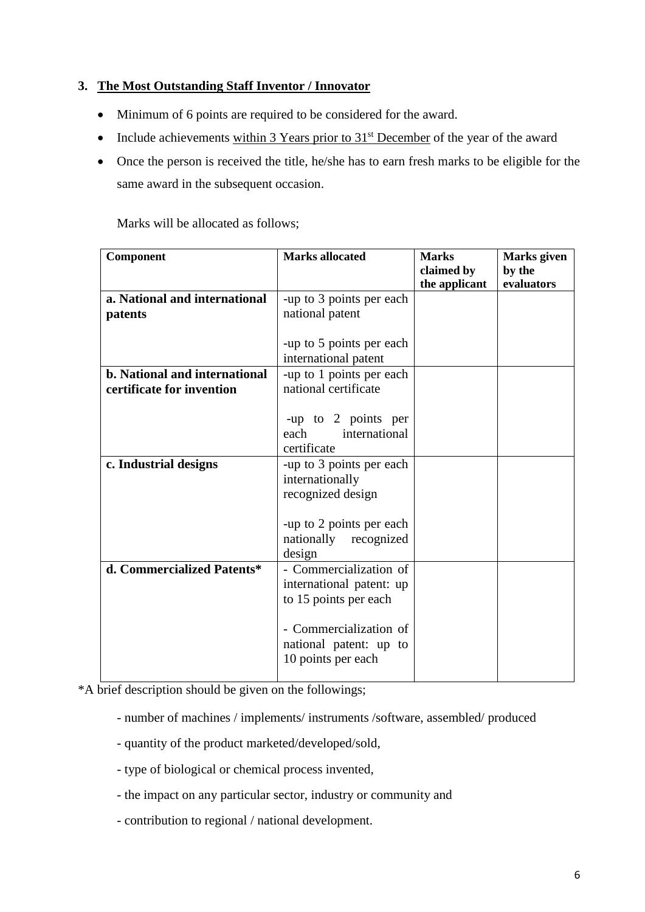### 3. <u>The Most Outstanding Staff Inventor / Innovator</u>

- Minimum of 6 points are required to be considered for the award.
- Include achievements <u>within 3 Years prior to 31st December</u> of the year of the award
- Once the person is received the title, he/she has to earn fresh marks to be eligible for the same award in the subsequent occasion.

Marks will be allocated as follows;

| Component | Marks allocated | Marks claimed by the applicant | Marks given by the evaluators |
|---|---|---|---|
| **a. National and international patents** | -up to 3 points per each national patent<br><br>-up to 5 points per each international patent | | |
| **b. National and international certificate for invention** | -up to 1 points per each national certificate<br><br>-up to 2 points per each international certificate | | |
| **c. Industrial designs** | -up to 3 points per each internationally recognized design<br><br>-up to 2 points per each nationally recognized design | | |
| **d. Commercialized Patents*** | - Commercialization of international patent: up to 15 points per each<br><br>- Commercialization of national patent: up to 10 points per each | | |

*A brief description should be given on the followings;

- number of machines / implements/ instruments /software, assembled/ produced
- quantity of the product marketed/developed/sold,
- type of biological or chemical process invented,
- the impact on any particular sector, industry or community and
- contribution to regional / national development.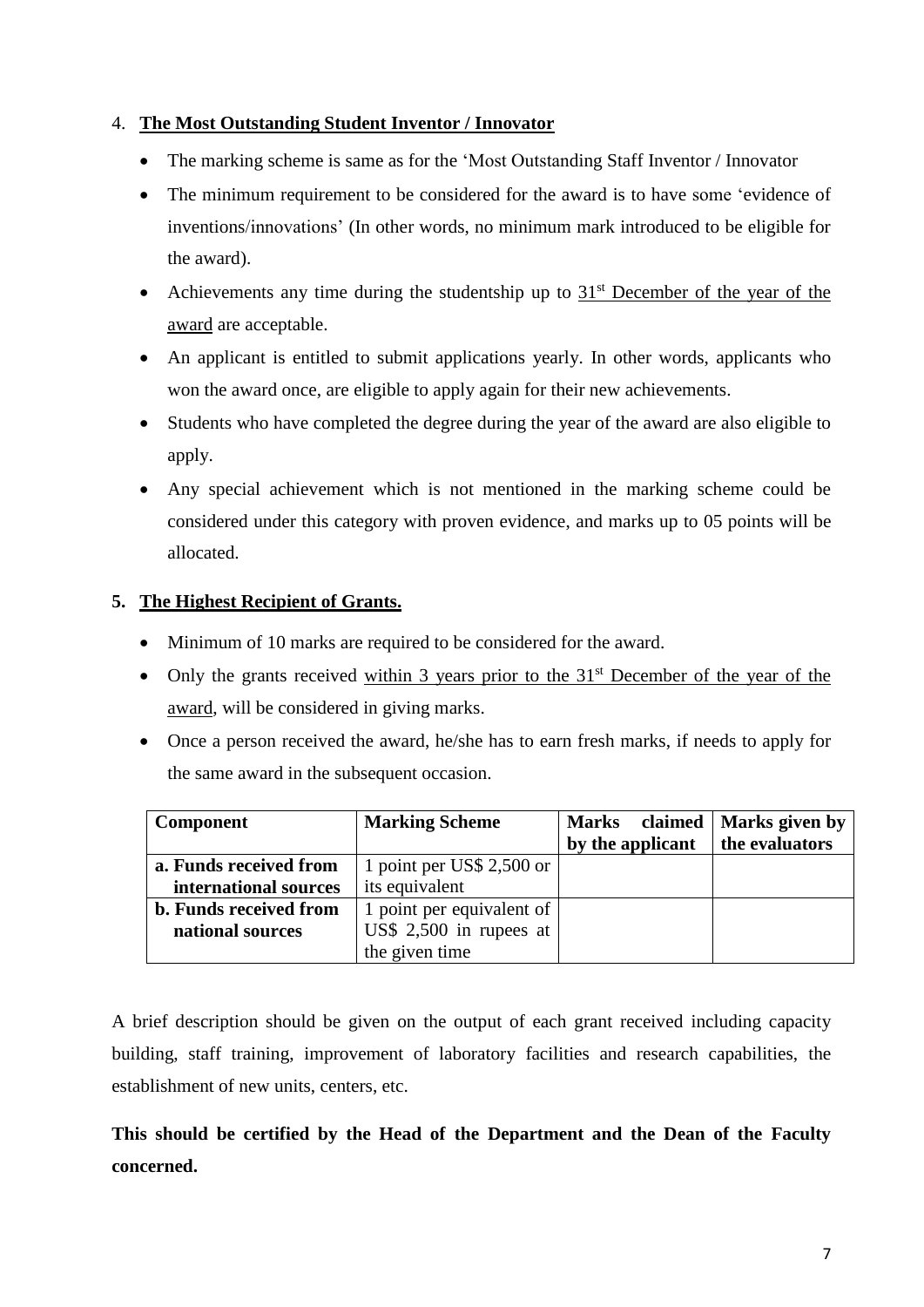4. **<u>The Most Outstanding Student Inventor / Innovator</u>**

- The marking scheme is same as for the 'Most Outstanding Staff Inventor / Innovator
- The minimum requirement to be considered for the award is to have some 'evidence of inventions/innovations' (In other words, no minimum mark introduced to be eligible for the award).
- Achievements any time during the studentship up to <u>31st December of the year of the award</u> are acceptable.
- An applicant is entitled to submit applications yearly. In other words, applicants who won the award once, are eligible to apply again for their new achievements.
- Students who have completed the degree during the year of the award are also eligible to apply.
- Any special achievement which is not mentioned in the marking scheme could be considered under this category with proven evidence, and marks up to 05 points will be allocated.

**5. <u>The Highest Recipient of Grants.</u>**

- Minimum of 10 marks are required to be considered for the award.
- Only the grants received <u>within 3 years prior to the 31st December of the year of the award</u>, will be considered in giving marks.
- Once a person received the award, he/she has to earn fresh marks, if needs to apply for the same award in the subsequent occasion.

| Component | Marking Scheme | Marks claimed by the applicant | Marks given by the evaluators |
|---|---|---|---|
| **a. Funds received from international sources** | 1 point per US$ 2,500 or its equivalent | | |
| **b. Funds received from national sources** | 1 point per equivalent of US$ 2,500 in rupees at the given time | | |

A brief description should be given on the output of each grant received including capacity building, staff training, improvement of laboratory facilities and research capabilities, the establishment of new units, centers, etc.

**This should be certified by the Head of the Department and the Dean of the Faculty concerned.**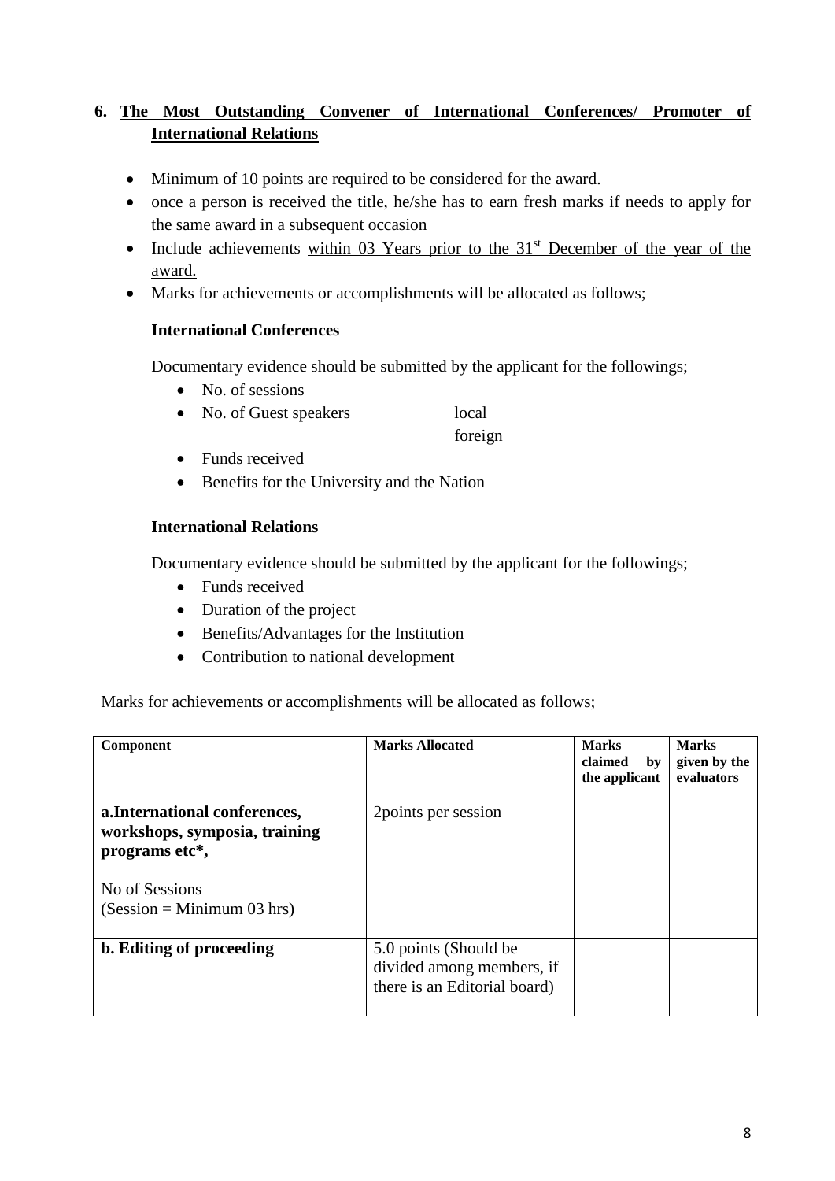## 6. The Most Outstanding Convener of International Conferences/ Promoter of International Relations

- Minimum of 10 points are required to be considered for the award.
- once a person is received the title, he/she has to earn fresh marks if needs to apply for the same award in a subsequent occasion
- Include achievements within 03 Years prior to the 31st December of the year of the award.
- Marks for achievements or accomplishments will be allocated as follows;

**International Conferences**

Documentary evidence should be submitted by the applicant for the followings;

- No. of sessions
- No. of Guest speakers local foreign
- Funds received
- Benefits for the University and the Nation

**International Relations**

Documentary evidence should be submitted by the applicant for the followings;

- Funds received
- Duration of the project
- Benefits/Advantages for the Institution
- Contribution to national development

Marks for achievements or accomplishments will be allocated as follows;

| Component | Marks Allocated | Marks claimed by the applicant | Marks given by the evaluators |
|---|---|---|---|
| **a.International conferences, workshops, symposia, training programs etc*,**<br><br>No of Sessions<br>(Session = Minimum 03 hrs) | 2points per session | | |
| **b. Editing of proceeding** | 5.0 points (Should be divided among members, if there is an Editorial board) | | |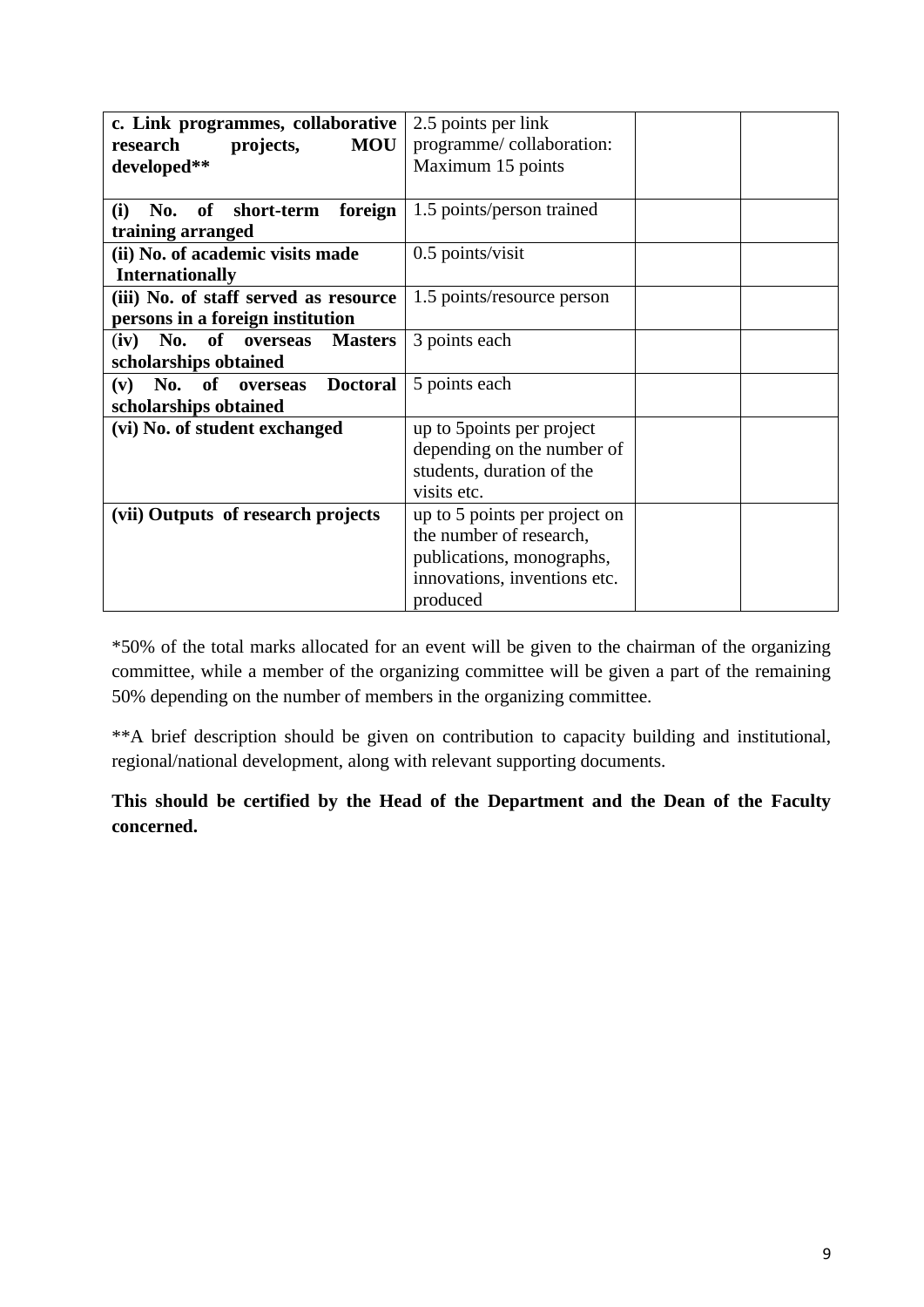| | | | |
|---|---|---|---|
| **c. Link programmes, collaborative research projects, MOU developed**** | 2.5 points per link programme/ collaboration: Maximum 15 points | | |
| **(i) No. of short-term foreign training arranged** | 1.5 points/person trained | | |
| **(ii) No. of academic visits made Internationally** | 0.5 points/visit | | |
| **(iii) No. of staff served as resource persons in a foreign institution** | 1.5 points/resource person | | |
| **(iv) No. of overseas Masters scholarships obtained** | 3 points each | | |
| **(v) No. of overseas Doctoral scholarships obtained** | 5 points each | | |
| **(vi) No. of student exchanged** | up to 5points per project depending on the number of students, duration of the visits etc. | | |
| **(vii) Outputs of research projects** | up to 5 points per project on the number of research, publications, monographs, innovations, inventions etc. produced | | |

*50% of the total marks allocated for an event will be given to the chairman of the organizing committee, while a member of the organizing committee will be given a part of the remaining 50% depending on the number of members in the organizing committee.

**A brief description should be given on contribution to capacity building and institutional, regional/national development, along with relevant supporting documents.

**This should be certified by the Head of the Department and the Dean of the Faculty concerned.**